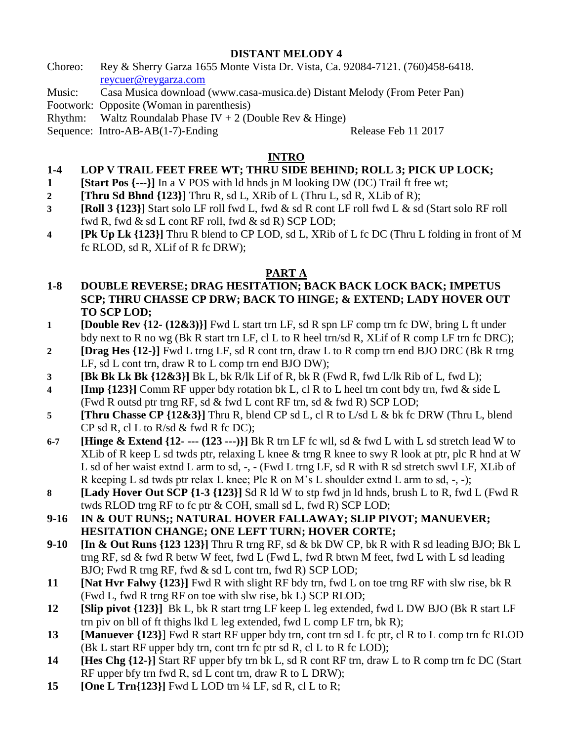# DISTANT MELODY 4

Choreo: Rey & Sherry Garza 1655 Monte Vista Dr. Vista, Ca. 92084-7121. (760)458-6418. reycuer@reygarza.com

Music: Casa Musica download (www.casa-musica.de) Distant Melody (From Peter Pan)

Footwork: Opposite (Woman in parenthesis)

Rhythm: Waltz Roundalab Phase IV + 2 (Double Rev & Hinge)

Sequence: Intro-AB-AB(1-7)-Ending Release Feb 11 2017

## INTRO

**1-4 LOP V TRAIL FEET FREE WT; THRU SIDE BEHIND; ROLL 3; PICK UP LOCK;**

**1** **[Start Pos {---}]** In a V POS with ld hnds jn M looking DW (DC) Trail ft free wt;

**2** **[Thru Sd Bhnd {123}]** Thru R, sd L, XRib of L (Thru L, sd R, XLib of R);

**3** **[Roll 3 {123}]** Start solo LF roll fwd L, fwd & sd R cont LF roll fwd L & sd (Start solo RF roll fwd R, fwd & sd L cont RF roll, fwd & sd R) SCP LOD;

**4** **[Pk Up Lk {123}]** Thru R blend to CP LOD, sd L, XRib of L fc DC (Thru L folding in front of M fc RLOD, sd R, XLif of R fc DRW);

## PART A

**1-8 DOUBLE REVERSE; DRAG HESITATION; BACK BACK LOCK BACK; IMPETUS SCP; THRU CHASSE CP DRW; BACK TO HINGE; & EXTEND; LADY HOVER OUT TO SCP LOD;**

**1** **[Double Rev {12- (12&3)}]** Fwd L start trn LF, sd R spn LF comp trn fc DW, bring L ft under bdy next to R no wg (Bk R start trn LF, cl L to R heel trn/sd R, XLif of R comp LF trn fc DRC);

**2** **[Drag Hes {12-}]** Fwd L trng LF, sd R cont trn, draw L to R comp trn end BJO DRC (Bk R trng LF, sd L cont trn, draw R to L comp trn end BJO DW);

**3** **[Bk Bk Lk Bk {12&3}]** Bk L, bk R/lk Lif of R, bk R (Fwd R, fwd L/lk Rib of L, fwd L);

**4** **[Imp {123}]** Comm RF upper bdy rotation bk L, cl R to L heel trn cont bdy trn, fwd & side L (Fwd R outsd ptr trng RF, sd & fwd L cont RF trn, sd & fwd R) SCP LOD;

**5** **[Thru Chasse CP {12&3}]** Thru R, blend CP sd L, cl R to L/sd L & bk fc DRW (Thru L, blend CP sd R, cl L to R/sd & fwd R fc DC);

**6-7** **[Hinge & Extend {12- --- (123 ---)}]** Bk R trn LF fc wll, sd & fwd L with L sd stretch lead W to XLib of R keep L sd twds ptr, relaxing L knee & trng R knee to swy R look at ptr, plc R hnd at W L sd of her waist extnd L arm to sd, -, - (Fwd L trng LF, sd R with R sd stretch swvl LF, XLib of R keeping L sd twds ptr relax L knee; Plc R on M's L shoulder extnd L arm to sd, -, -);

**8** **[Lady Hover Out SCP {1-3 {123}]** Sd R ld W to stp fwd jn ld hnds, brush L to R, fwd L (Fwd R twds RLOD trng RF to fc ptr & COH, small sd L, fwd R) SCP LOD;

**9-16 IN & OUT RUNS;; NATURAL HOVER FALLAWAY; SLIP PIVOT; MANUEVER; HESITATION CHANGE; ONE LEFT TURN; HOVER CORTE;**

**9-10** **[In & Out Runs {123 123}]** Thru R trng RF, sd & bk DW CP, bk R with R sd leading BJO; Bk L trng RF, sd & fwd R betw W feet, fwd L (Fwd L, fwd R btwn M feet, fwd L with L sd leading BJO; Fwd R trng RF, fwd & sd L cont trn, fwd R) SCP LOD;

**11** **[Nat Hvr Falwy {123}]** Fwd R with slight RF bdy trn, fwd L on toe trng RF with slw rise, bk R (Fwd L, fwd R trng RF on toe with slw rise, bk L) SCP RLOD;

**12** **[Slip pivot {123}]** Bk L, bk R start trng LF keep L leg extended, fwd L DW BJO (Bk R start LF trn piv on bll of ft thighs lkd L leg extended, fwd L comp LF trn, bk R);

**13** **[Manuever {123}]** Fwd R start RF upper bdy trn, cont trn sd L fc ptr, cl R to L comp trn fc RLOD (Bk L start RF upper bdy trn, cont trn fc ptr sd R, cl L to R fc LOD);

**14** **[Hes Chg {12-}]** Start RF upper bfy trn bk L, sd R cont RF trn, draw L to R comp trn fc DC (Start RF upper bfy trn fwd R, sd L cont trn, draw R to L DRW);

**15** **[One L Trn{123}]** Fwd L LOD trn ¼ LF, sd R, cl L to R;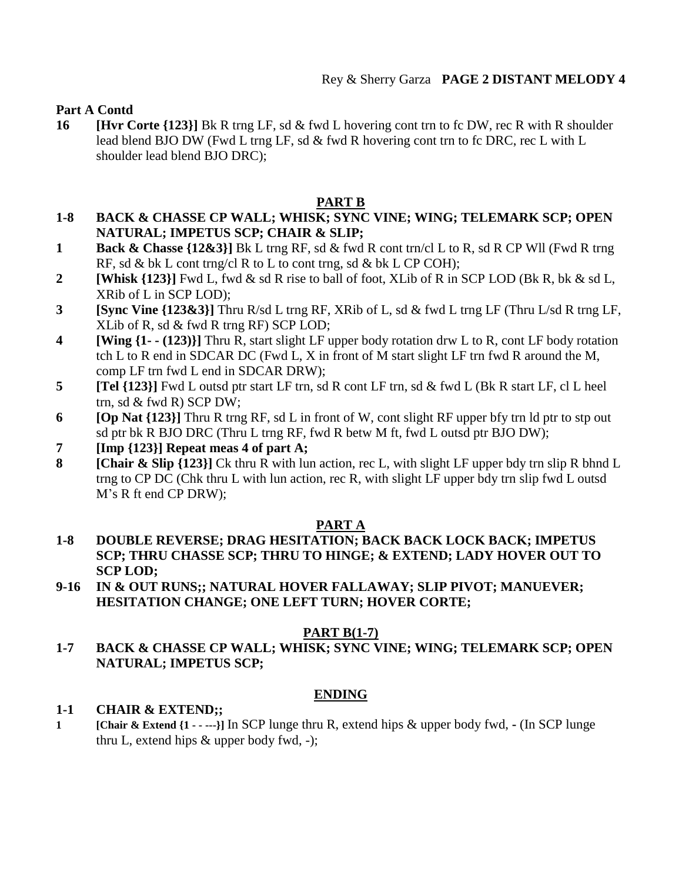**Part A Contd**

**16** **[Hvr Corte {123}]** Bk R trng LF, sd & fwd L hovering cont trn to fc DW, rec R with R shoulder lead blend BJO DW (Fwd L trng LF, sd & fwd R hovering cont trn to fc DRC, rec L with L shoulder lead blend BJO DRC);

## PART B

**1-8 BACK & CHASSE CP WALL; WHISK; SYNC VINE; WING; TELEMARK SCP; OPEN NATURAL; IMPETUS SCP; CHAIR & SLIP;**

**1** **Back & Chasse {12&3}]** Bk L trng RF, sd & fwd R cont trn/cl L to R, sd R CP Wll (Fwd R trng RF, sd & bk L cont trng/cl R to L to cont trng, sd & bk L CP COH);

**2** **[Whisk {123}]** Fwd L, fwd & sd R rise to ball of foot, XLib of R in SCP LOD (Bk R, bk & sd L, XRib of L in SCP LOD);

**3** **[Sync Vine {123&3}]** Thru R/sd L trng RF, XRib of L, sd & fwd L trng LF (Thru L/sd R trng LF, XLib of R, sd & fwd R trng RF) SCP LOD;

**4** **[Wing {1- - (123)}]** Thru R, start slight LF upper body rotation drw L to R, cont LF body rotation tch L to R end in SDCAR DC (Fwd L, X in front of M start slight LF trn fwd R around the M, comp LF trn fwd L end in SDCAR DRW);

**5** **[Tel {123}]** Fwd L outsd ptr start LF trn, sd R cont LF trn, sd & fwd L (Bk R start LF, cl L heel trn, sd & fwd R) SCP DW;

**6** **[Op Nat {123}]** Thru R trng RF, sd L in front of W, cont slight RF upper bfy trn ld ptr to stp out sd ptr bk R BJO DRC (Thru L trng RF, fwd R betw M ft, fwd L outsd ptr BJO DW);

**7** **[Imp {123}] Repeat meas 4 of part A;**

**8** **[Chair & Slip {123}]** Ck thru R with lun action, rec L, with slight LF upper bdy trn slip R bhnd L trng to CP DC (Chk thru L with lun action, rec R, with slight LF upper bdy trn slip fwd L outsd M's R ft end CP DRW);

## PART A

**1-8 DOUBLE REVERSE; DRAG HESITATION; BACK BACK LOCK BACK; IMPETUS SCP; THRU CHASSE SCP; THRU TO HINGE; & EXTEND; LADY HOVER OUT TO SCP LOD;**

**9-16 IN & OUT RUNS;; NATURAL HOVER FALLAWAY; SLIP PIVOT; MANUEVER; HESITATION CHANGE; ONE LEFT TURN; HOVER CORTE;**

## PART B(1-7)

**1-7 BACK & CHASSE CP WALL; WHISK; SYNC VINE; WING; TELEMARK SCP; OPEN NATURAL; IMPETUS SCP;**

## ENDING

**1-1 CHAIR & EXTEND;;**

**1** **[Chair & Extend {1 - - ---}]** In SCP lunge thru R, extend hips & upper body fwd, - (In SCP lunge thru L, extend hips & upper body fwd, -);